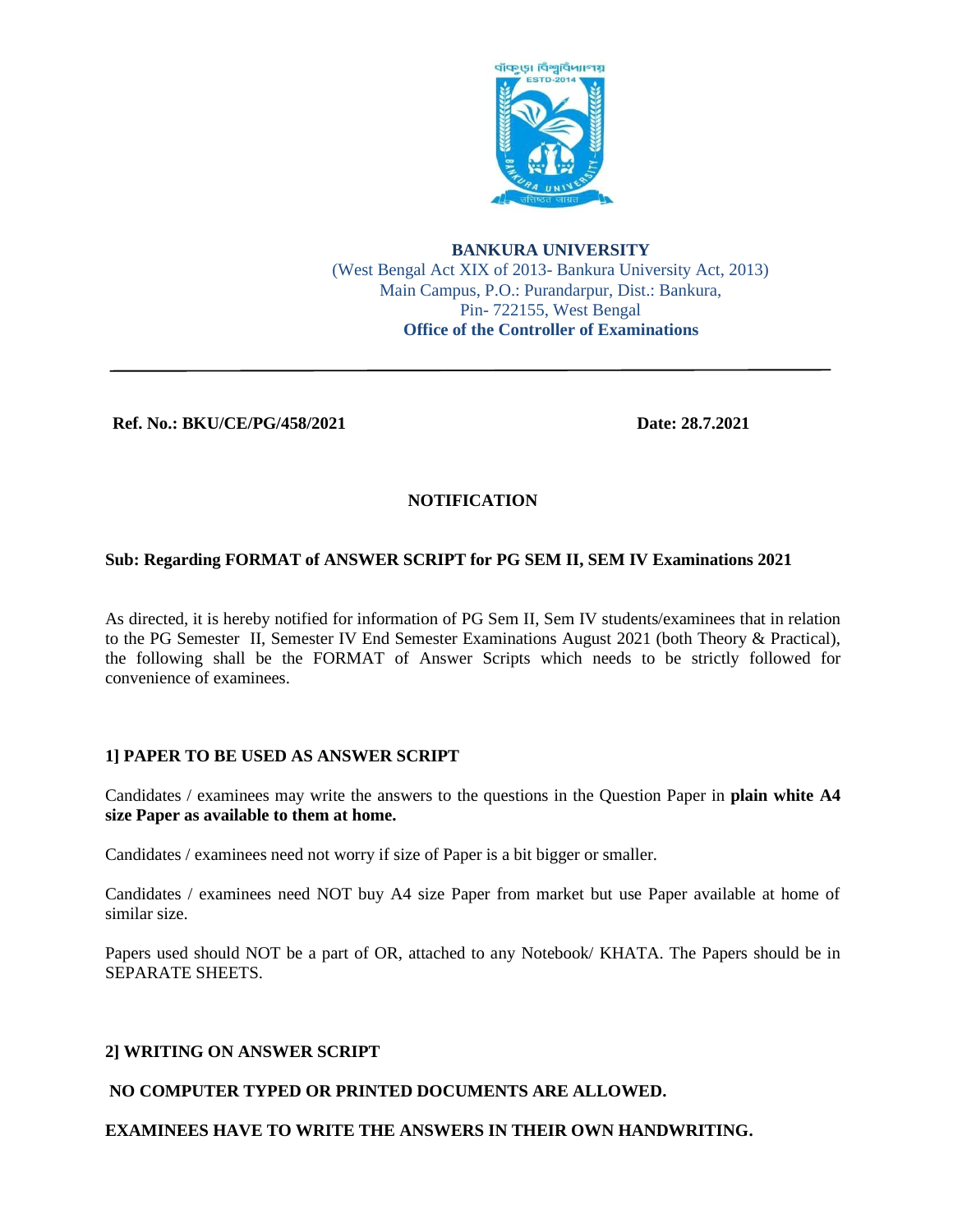**BANKURA UNIVERSITY**
(West Bengal Act XIX of 2013- Bankura University Act, 2013)
Main Campus, P.O.: Purandarpur, Dist.: Bankura,
Pin- 722155, West Bengal
**Office of the Controller of Examinations**

---

**Ref. No.: BKU/CE/PG/458/2021** **Date: 28.7.2021**

## NOTIFICATION

**Sub: Regarding FORMAT of ANSWER SCRIPT for PG SEM II, SEM IV Examinations 2021**

As directed, it is hereby notified for information of PG Sem II, Sem IV students/examinees that in relation to the PG Semester II, Semester IV End Semester Examinations August 2021 (both Theory & Practical), the following shall be the FORMAT of Answer Scripts which needs to be strictly followed for convenience of examinees.

### 1] PAPER TO BE USED AS ANSWER SCRIPT

Candidates / examinees may write the answers to the questions in the Question Paper in **plain white A4 size Paper as available to them at home.**

Candidates / examinees need not worry if size of Paper is a bit bigger or smaller.

Candidates / examinees need NOT buy A4 size Paper from market but use Paper available at home of similar size.

Papers used should NOT be a part of OR, attached to any Notebook/ KHATA. The Papers should be in SEPARATE SHEETS.

### 2] WRITING ON ANSWER SCRIPT

**NO COMPUTER TYPED OR PRINTED DOCUMENTS ARE ALLOWED.**

**EXAMINEES HAVE TO WRITE THE ANSWERS IN THEIR OWN HANDWRITING.**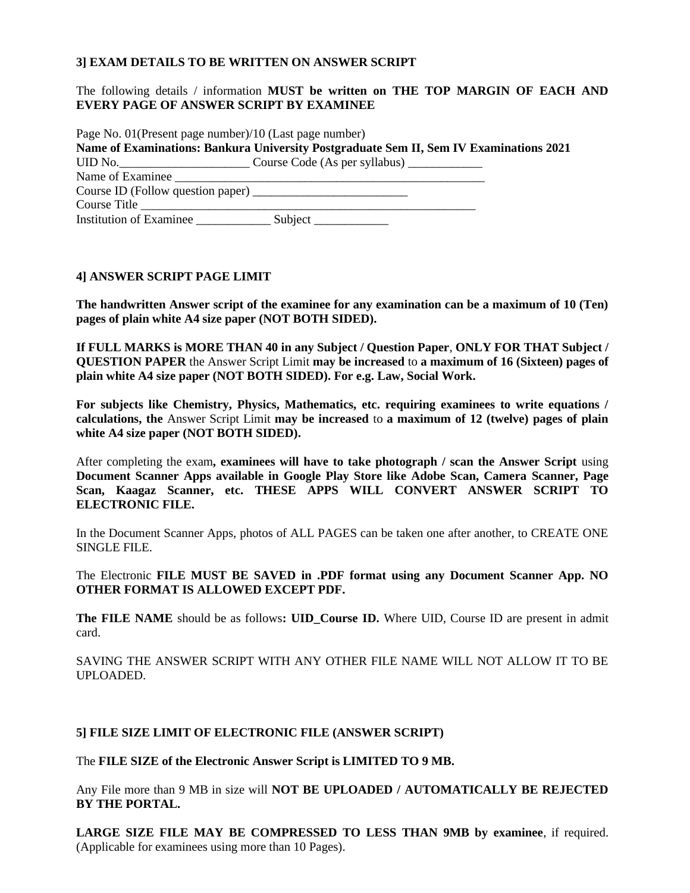### 3] EXAM DETAILS TO BE WRITTEN ON ANSWER SCRIPT

The following details / information **MUST be written on THE TOP MARGIN OF EACH AND EVERY PAGE OF ANSWER SCRIPT BY EXAMINEE**

Page No. 01(Present page number)/10 (Last page number)
**Name of Examinations: Bankura University Postgraduate Sem II, Sem IV Examinations 2021**
UID No.____________________ Course Code (As per syllabus) ____________
Name of Examinee ____________________________________________________
Course ID (Follow question paper) __________________________
Course Title __________________________________________________________
Institution of Examinee ____________ Subject ____________

### 4] ANSWER SCRIPT PAGE LIMIT

**The handwritten Answer script of the examinee for any examination can be a maximum of 10 (Ten) pages of plain white A4 size paper (NOT BOTH SIDED).**

**If FULL MARKS is MORE THAN 40 in any Subject / Question Paper**, **ONLY FOR THAT Subject / QUESTION PAPER** the Answer Script Limit **may be increased** to **a maximum of 16 (Sixteen) pages of plain white A4 size paper (NOT BOTH SIDED). For e.g. Law, Social Work.**

**For subjects like Chemistry, Physics, Mathematics, etc. requiring examinees to write equations / calculations, the** Answer Script Limit **may be increased** to **a maximum of 12 (twelve) pages of plain white A4 size paper (NOT BOTH SIDED).**

After completing the exam**, examinees will have to take photograph / scan the Answer Script** using **Document Scanner Apps available in Google Play Store like Adobe Scan, Camera Scanner, Page Scan, Kaagaz Scanner, etc. THESE APPS WILL CONVERT ANSWER SCRIPT TO ELECTRONIC FILE.**

In the Document Scanner Apps, photos of ALL PAGES can be taken one after another, to CREATE ONE SINGLE FILE.

The Electronic **FILE MUST BE SAVED in .PDF format using any Document Scanner App. NO OTHER FORMAT IS ALLOWED EXCEPT PDF.**

**The FILE NAME** should be as follows**: UID_Course ID.** Where UID, Course ID are present in admit card.

SAVING THE ANSWER SCRIPT WITH ANY OTHER FILE NAME WILL NOT ALLOW IT TO BE UPLOADED.

### 5] FILE SIZE LIMIT OF ELECTRONIC FILE (ANSWER SCRIPT)

The **FILE SIZE of the Electronic Answer Script is LIMITED TO 9 MB.**

Any File more than 9 MB in size will **NOT BE UPLOADED / AUTOMATICALLY BE REJECTED BY THE PORTAL.**

**LARGE SIZE FILE MAY BE COMPRESSED TO LESS THAN 9MB by examinee**, if required. (Applicable for examinees using more than 10 Pages).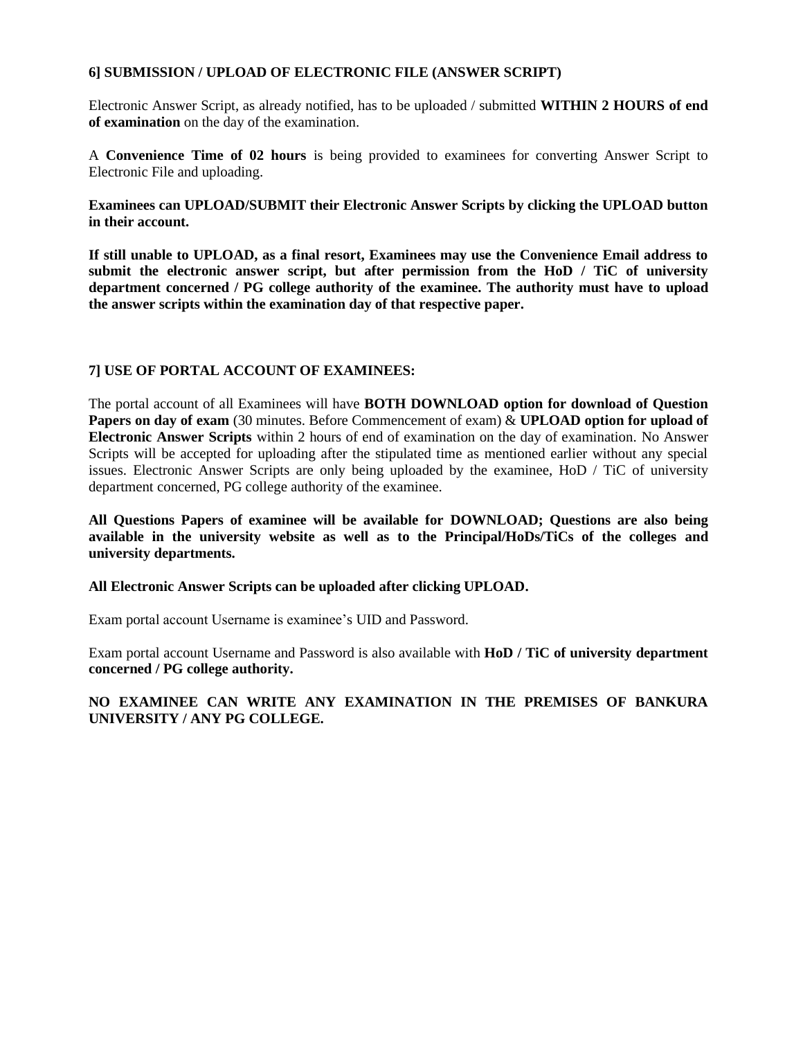### 6] SUBMISSION / UPLOAD OF ELECTRONIC FILE (ANSWER SCRIPT)

Electronic Answer Script, as already notified, has to be uploaded / submitted **WITHIN 2 HOURS of end of examination** on the day of the examination.

A **Convenience Time of 02 hours** is being provided to examinees for converting Answer Script to Electronic File and uploading.

**Examinees can UPLOAD/SUBMIT their Electronic Answer Scripts by clicking the UPLOAD button in their account.**

**If still unable to UPLOAD, as a final resort, Examinees may use the Convenience Email address to submit the electronic answer script, but after permission from the HoD / TiC of university department concerned / PG college authority of the examinee. The authority must have to upload the answer scripts within the examination day of that respective paper.**

### 7] USE OF PORTAL ACCOUNT OF EXAMINEES:

The portal account of all Examinees will have **BOTH DOWNLOAD option for download of Question Papers on day of exam** (30 minutes. Before Commencement of exam) & **UPLOAD option for upload of Electronic Answer Scripts** within 2 hours of end of examination on the day of examination. No Answer Scripts will be accepted for uploading after the stipulated time as mentioned earlier without any special issues. Electronic Answer Scripts are only being uploaded by the examinee, HoD / TiC of university department concerned, PG college authority of the examinee.

**All Questions Papers of examinee will be available for DOWNLOAD; Questions are also being available in the university website as well as to the Principal/HoDs/TiCs of the colleges and university departments.**

**All Electronic Answer Scripts can be uploaded after clicking UPLOAD.**

Exam portal account Username is examinee's UID and Password.

Exam portal account Username and Password is also available with **HoD / TiC of university department concerned / PG college authority.**

**NO EXAMINEE CAN WRITE ANY EXAMINATION IN THE PREMISES OF BANKURA UNIVERSITY / ANY PG COLLEGE.**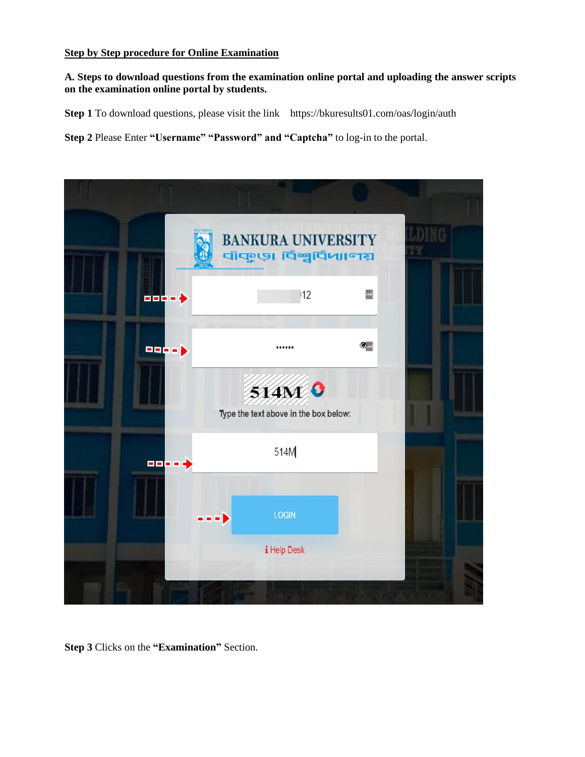**Step by Step procedure for Online Examination**

**A. Steps to download questions from the examination online portal and uploading the answer scripts on the examination online portal by students.**

**Step 1** To download questions, please visit the link https://bkuresults01.com/oas/login/auth

**Step 2** Please Enter **"Username" "Password" and "Captcha"** to log-in to the portal.

**Step 3** Clicks on the **"Examination"** Section.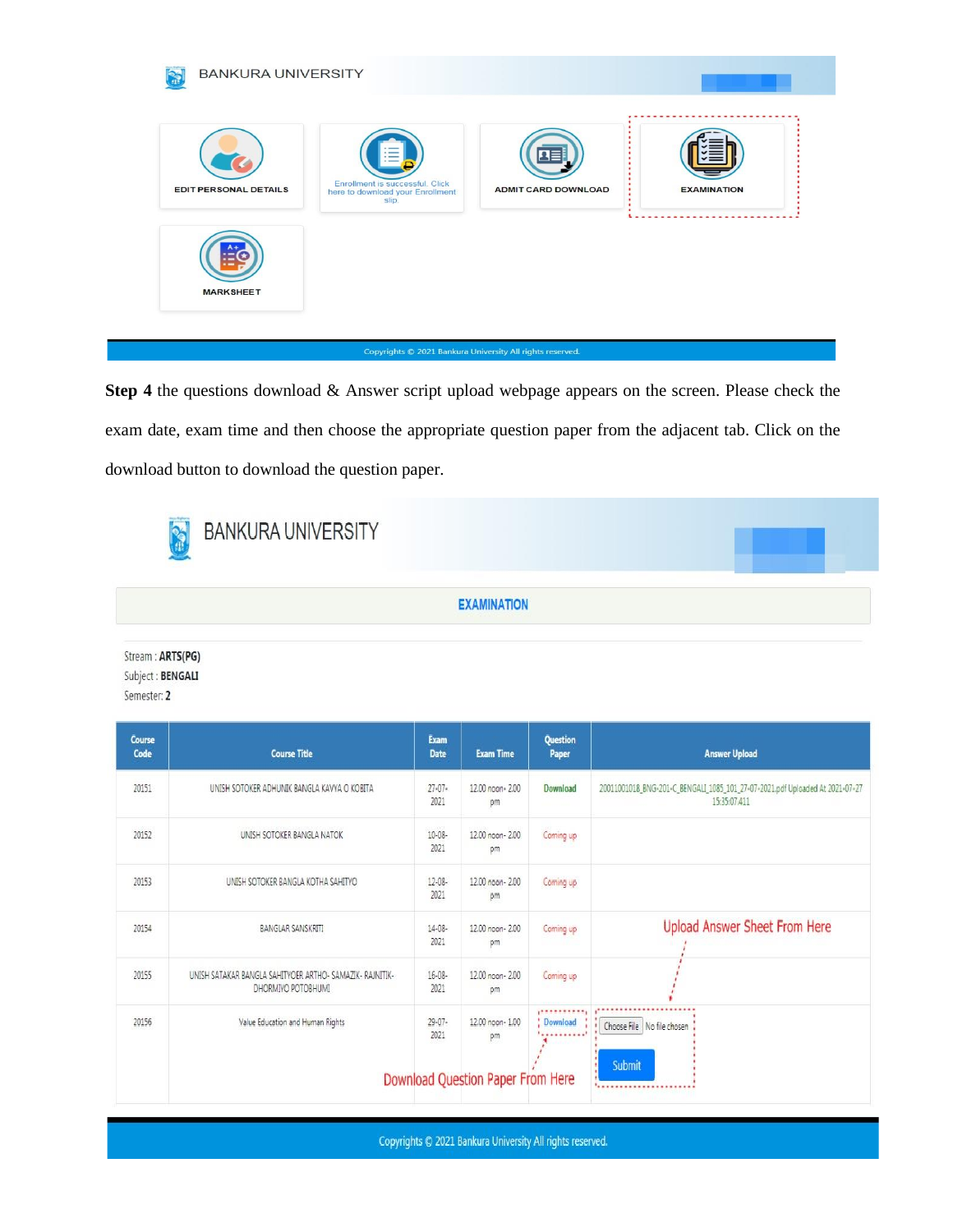BANKURA UNIVERSITY

EDIT PERSONAL DETAILS

Enrollment is successful. Click here to download your Enrollment slip.

ADMIT CARD DOWNLOAD

EXAMINATION

MARKSHEET

Copyrights © 2021 Bankura University All rights reserved.

**Step 4** the questions download & Answer script upload webpage appears on the screen. Please check the exam date, exam time and then choose the appropriate question paper from the adjacent tab. Click on the download button to download the question paper.

BANKURA UNIVERSITY

**EXAMINATION**

Stream : **ARTS(PG)**
Subject : **BENGALI**
Semester: **2**

| Course Code | Course Title | Exam Date | Exam Time | Question Paper | Answer Upload |
|---|---|---|---|---|---|
| 20151 | UNISH SOTOKER ADHUNIK BANGLA KAVYA O KOBITA | 27-07-2021 | 12.00 noon- 2.00 pm | Download | 20011001018_BNG-201-C_BENGALI_1085_101_27-07-2021.pdf Uploaded At 2021-07-27 15:35:07.411 |
| 20152 | UNISH SOTOKER BANGLA NATOK | 10-08-2021 | 12.00 noon- 2.00 pm | Coming up | |
| 20153 | UNISH SOTOKER BANGLA KOTHA SAHITYO | 12-08-2021 | 12.00 noon- 2.00 pm | Coming up | |
| 20154 | BANGLAR SANSKRITI | 14-08-2021 | 12.00 noon- 2.00 pm | Coming up | |
| 20155 | UNISH SATAKAR BANGLA SAHITYOER ARTHO- SAMAZIK- RAJNITIK- DHORMIYO POTOBHUMI | 16-08-2021 | 12.00 noon- 2.00 pm | Coming up | |
| 20156 | Value Education and Human Rights | 29-07-2021 | 12.00 noon- 1.00 pm | Download | Choose File No file chosen Submit |

Upload Answer Sheet From Here

Download Question Paper From Here

Copyrights © 2021 Bankura University All rights reserved.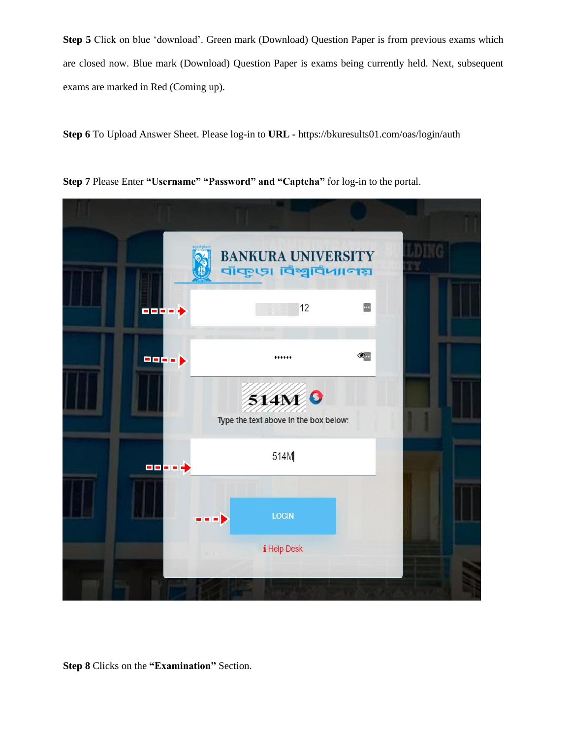**Step 5** Click on blue 'download'. Green mark (Download) Question Paper is from previous exams which are closed now. Blue mark (Download) Question Paper is exams being currently held. Next, subsequent exams are marked in Red (Coming up).

**Step 6** To Upload Answer Sheet. Please log-in to **URL -** https://bkuresults01.com/oas/login/auth

**Step 7** Please Enter **"Username" "Password" and "Captcha"** for log-in to the portal.

**Step 8** Clicks on the **"Examination"** Section.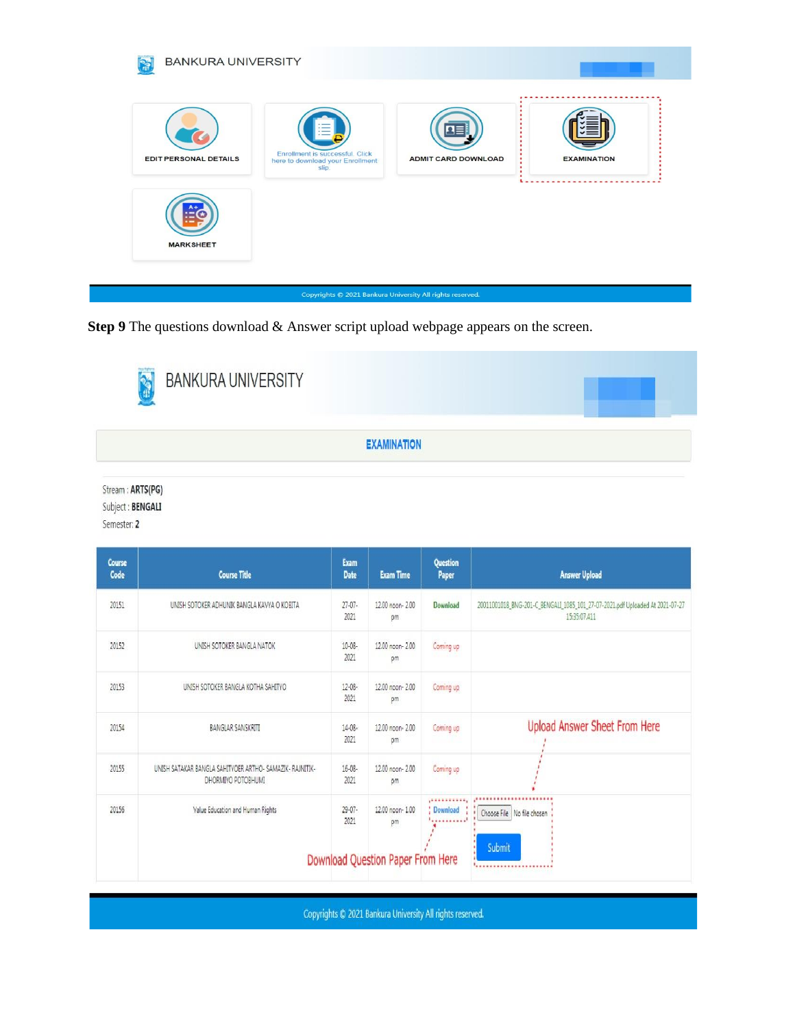BANKURA UNIVERSITY

EDIT PERSONAL DETAILS

Enrollment is successful. Click here to download your Enrollment slip.

ADMIT CARD DOWNLOAD

EXAMINATION

MARKSHEET

Copyrights © 2021 Bankura University All rights reserved.

**Step 9** The questions download & Answer script upload webpage appears on the screen.

BANKURA UNIVERSITY

**EXAMINATION**

Stream : **ARTS(PG)**
Subject : **BENGALI**
Semester: **2**

| Course Code | Course Title | Exam Date | Exam Time | Question Paper | Answer Upload |
|---|---|---|---|---|---|
| 20151 | UNISH SOTOKER ADHUNIK BANGLA KAVYA O KOBITA | 27-07-2021 | 12.00 noon- 2.00 pm | Download | 20011001018_BNG-201-C_BENGALI_1085_101_27-07-2021.pdf Uploaded At 2021-07-27 15:35:07.411 |
| 20152 | UNISH SOTOKER BANGLA NATOK | 10-08-2021 | 12.00 noon- 2.00 pm | Coming up | |
| 20153 | UNISH SOTOKER BANGLA KOTHA SAHITYO | 12-08-2021 | 12.00 noon- 2.00 pm | Coming up | |
| 20154 | BANGLAR SANSKRITI | 14-08-2021 | 12.00 noon- 2.00 pm | Coming up | |
| 20155 | UNISH SATAKAR BANGLA SAHITYOER ARTHO- SAMAZIK- RAJNITIK- DHORMIYO POTOBHUMI | 16-08-2021 | 12.00 noon- 2.00 pm | Coming up | |
| 20156 | Value Education and Human Rights | 29-07-2021 | 12.00 noon- 1.00 pm | Download | Choose File No file chosen Submit |

Upload Answer Sheet From Here

Download Question Paper From Here

Copyrights © 2021 Bankura University All rights reserved.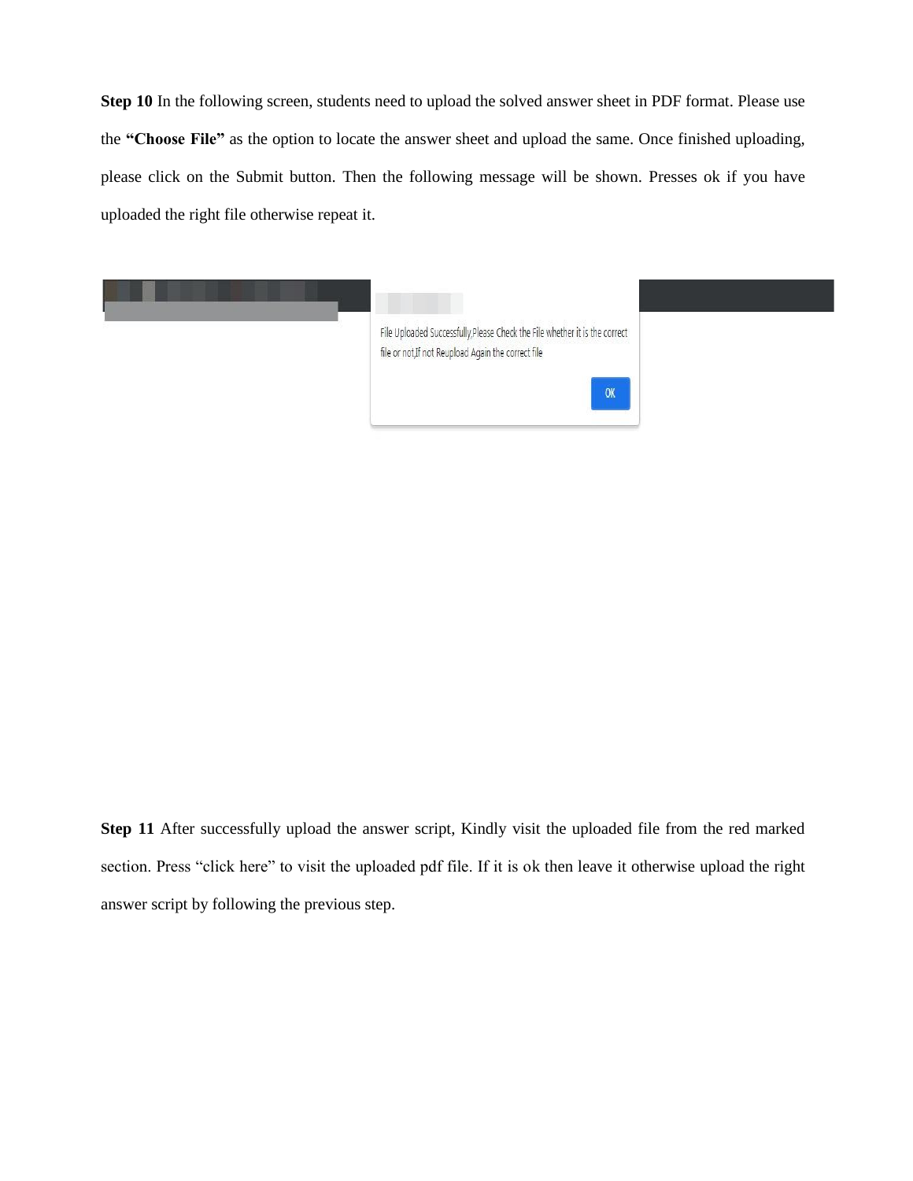**Step 10** In the following screen, students need to upload the solved answer sheet in PDF format. Please use the **"Choose File"** as the option to locate the answer sheet and upload the same. Once finished uploading, please click on the Submit button. Then the following message will be shown. Presses ok if you have uploaded the right file otherwise repeat it.

File Uploaded Successfully,Please Check the File whether it is the correct file or not,If not Reupload Agein the correct file

OK

**Step 11** After successfully upload the answer script, Kindly visit the uploaded file from the red marked section. Press "click here" to visit the uploaded pdf file. If it is ok then leave it otherwise upload the right answer script by following the previous step.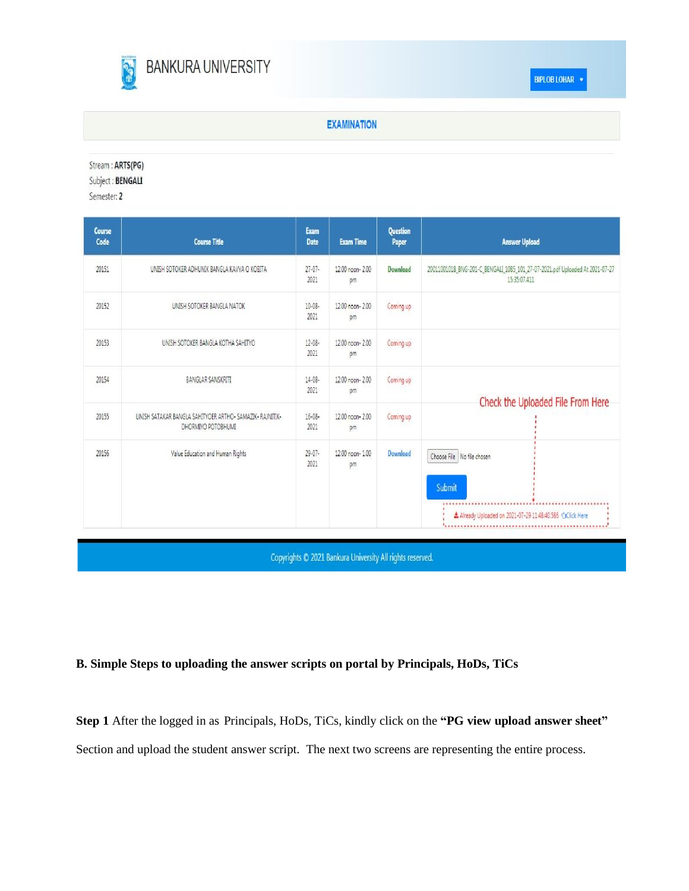BANKURA UNIVERSITY

BIPLOB LOHAR

**EXAMINATION**

Stream : **ARTS(PG)**

Subject : **BENGALI**

Semester: **2**

| Course Code | Course Title | Exam Date | Exam Time | Question Paper | Answer Upload |
|---|---|---|---|---|---|
| 20151 | UNISH SOTOKER ADHUNIK BANGLA KAVYA O KOBITA | 27-07-2021 | 12.00 noon- 2.00 pm | Download | 20011001018_BNG-201-C_BENGALI_1085_101_27-07-2021.pdf Uploaded At 2021-07-27 15:35:07.411 |
| 20152 | UNISH SOTOKER BANGLA NATOK | 10-08-2021 | 12.00 noon- 2.00 pm | Coming up | |
| 20153 | UNISH SOTOKER BANGLA KOTHA SAHITYO | 12-08-2021 | 12.00 noon- 2.00 pm | Coming up | |
| 20154 | BANGLAR SANSKRITI | 14-08-2021 | 12.00 noon- 2.00 pm | Coming up | |
| 20155 | UNISH SATAKAR BANGLA SAHITYOER ARTHO- SAMAZIK- RAJNITIK-DHORMIYO POTOBHUMI | 16-08-2021 | 12.00 noon- 2.00 pm | Coming up | |
| 20156 | Value Education and Human Rights | 29-07-2021 | 12.00 noon- 1.00 pm | Download | Choose File No file chosen<br>Submit<br>Already Uploaded on 2021-07-29 11:48:40.586 Click Here |

Check the Uploaded File From Here

Copyrights © 2021 Bankura University All rights reserved.

**B. Simple Steps to uploading the answer scripts on portal by Principals, HoDs, TiCs**

**Step 1** After the logged in as Principals, HoDs, TiCs, kindly click on the **"PG view upload answer sheet"** Section and upload the student answer script. The next two screens are representing the entire process.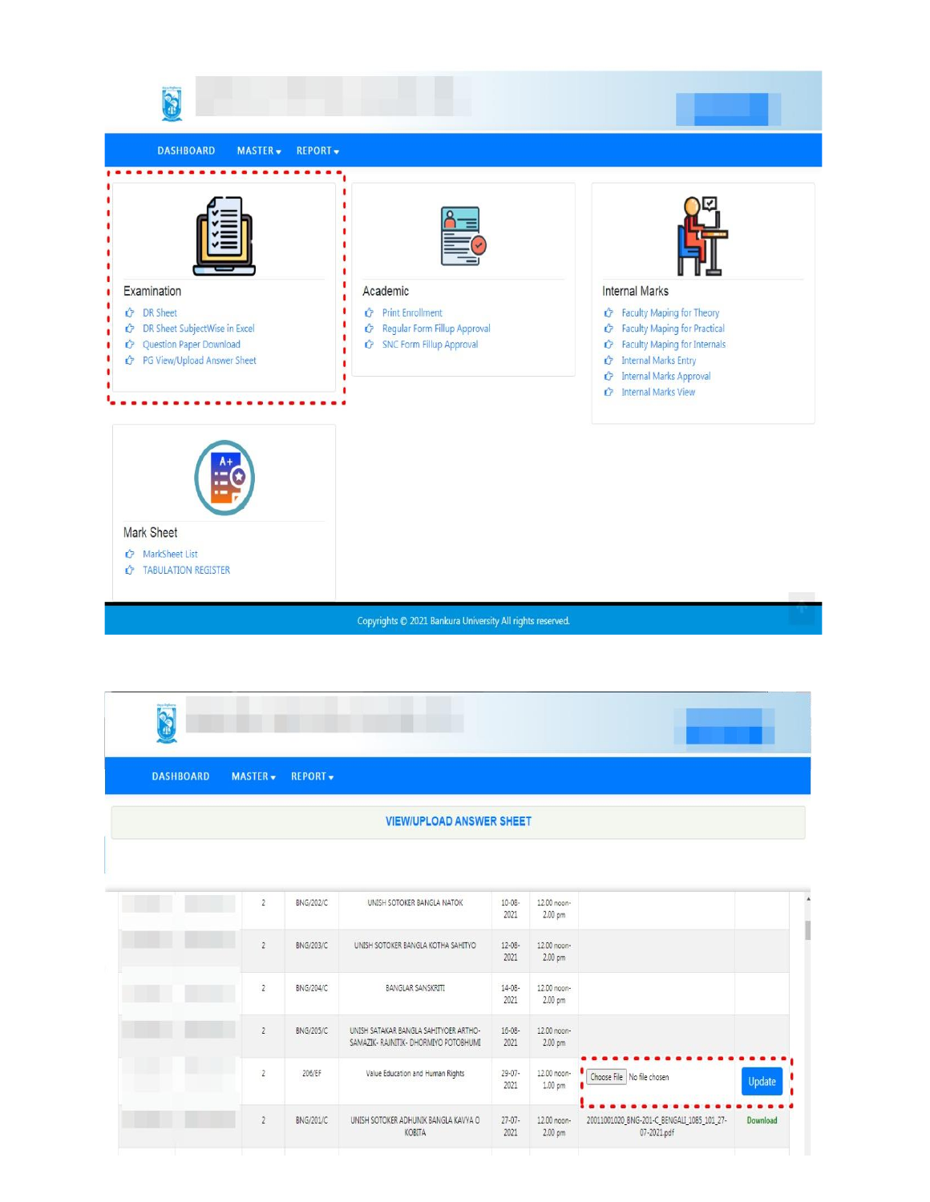DASHBOARD MASTER ▾ REPORT ▾

**Examination**

- DR Sheet
- DR Sheet SubjectWise in Excel
- Question Paper Download
- PG View/Upload Answer Sheet

**Academic**

- Print Enrollment
- Regular Form Fillup Approval
- SNC Form Fillup Approval

**Internal Marks**

- Faculty Maping for Theory
- Faculty Maping for Practical
- Faculty Maping for Internals
- Internal Marks Entry
- Internal Marks Approval
- Internal Marks View

**Mark Sheet**

- MarkSheet List
- TABULATION REGISTER

Copyrights © 2021 Bankura University All rights reserved.

DASHBOARD MASTER ▾ REPORT ▾

## VIEW/UPLOAD ANSWER SHEET

| | | | | | | | | |
|---|---|---|---|---|---|---|---|---|
| | | 2 | BNG/202/C | UNISH SOTOKER BANGLA NATOK | 10-08-2021 | 12.00 noon-2.00 pm | | |
| | | 2 | BNG/203/C | UNISH SOTOKER BANGLA KOTHA SAHITYO | 12-08-2021 | 12.00 noon-2.00 pm | | |
| | | 2 | BNG/204/C | BANGLAR SANSKRITI | 14-08-2021 | 12.00 noon-2.00 pm | | |
| | | 2 | BNG/205/C | UNISH SATAKAR BANGLA SAHITYOER ARTHO-SAMAZIK- RAJNITIK- DHORMIYO POTOBHUMI | 16-08-2021 | 12.00 noon-2.00 pm | | |
| | | 2 | 206/EF | Value Education and Human Rights | 29-07-2021 | 12.00 noon-1.00 pm | Choose File No file chosen | Update |
| | | 2 | BNG/201/C | UNISH SOTOKER ADHUNIK BANGLA KAVYA O KOBITA | 27-07-2021 | 12.00 noon-2.00 pm | 20011001020_BNG-201-C_BENGALI_1085_101_27-07-2021.pdf | Download |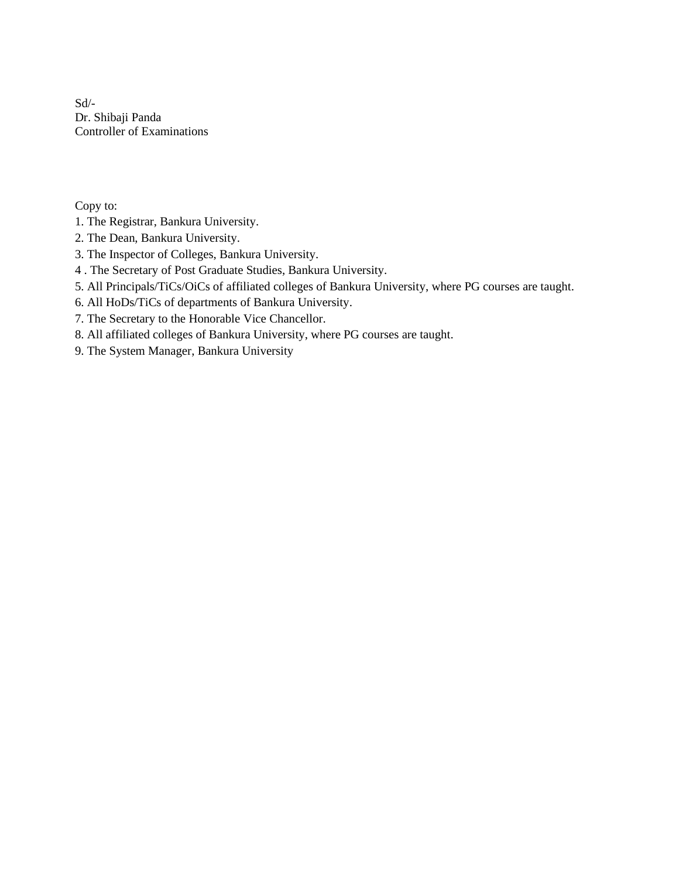Sd/-
Dr. Shibaji Panda
Controller of Examinations

Copy to:

1. The Registrar, Bankura University.
2. The Dean, Bankura University.
3. The Inspector of Colleges, Bankura University.
4. The Secretary of Post Graduate Studies, Bankura University.
5. All Principals/TiCs/OiCs of affiliated colleges of Bankura University, where PG courses are taught.
6. All HoDs/TiCs of departments of Bankura University.
7. The Secretary to the Honorable Vice Chancellor.
8. All affiliated colleges of Bankura University, where PG courses are taught.
9. The System Manager, Bankura University